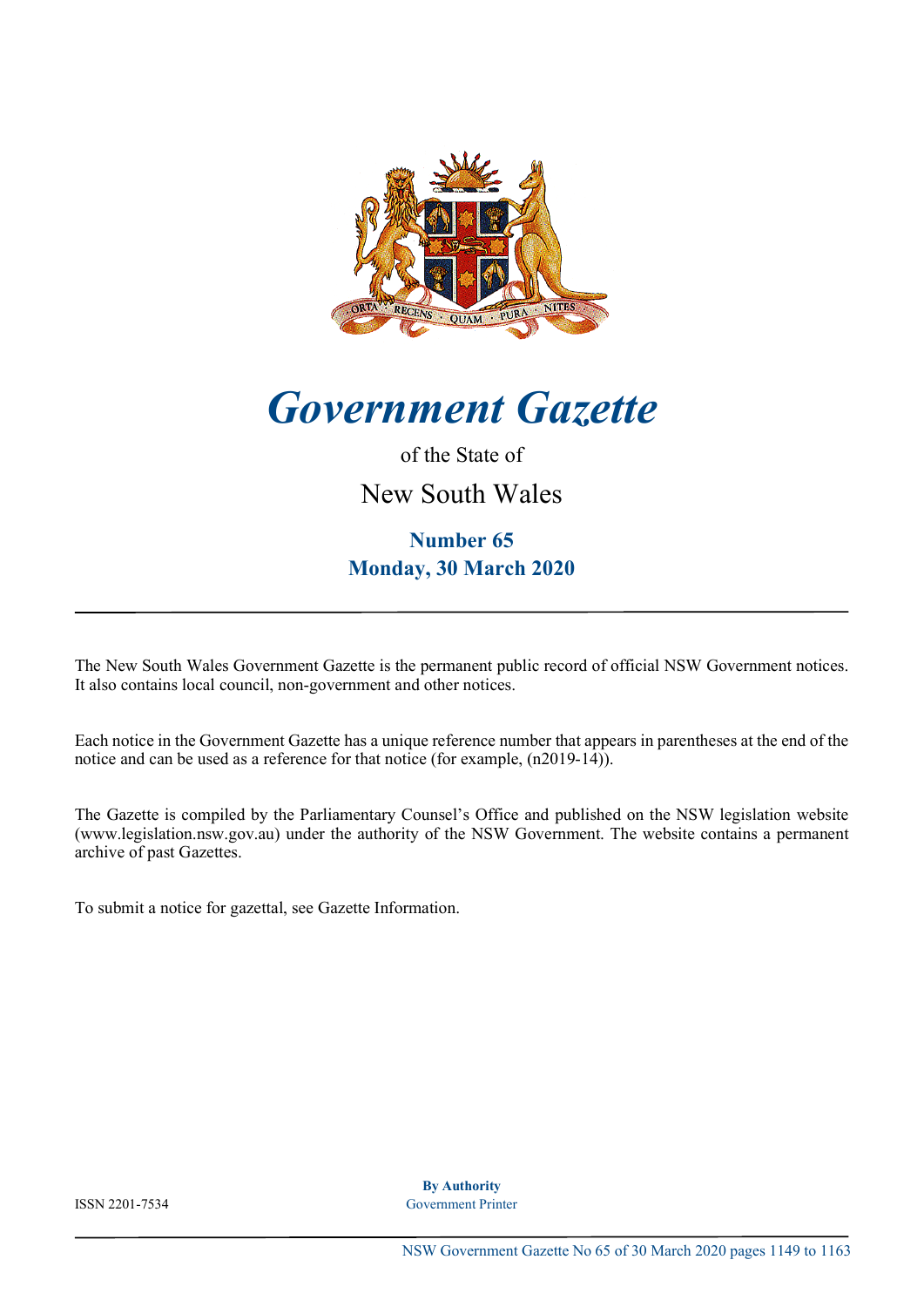# *Government Gazette*

of the State of

New South Wales

**Number 65**
**Monday, 30 March 2020**

---

The New South Wales Government Gazette is the permanent public record of official NSW Government notices. It also contains local council, non-government and other notices.

Each notice in the Government Gazette has a unique reference number that appears in parentheses at the end of the notice and can be used as a reference for that notice (for example, (n2019-14)).

The Gazette is compiled by the Parliamentary Counsel's Office and published on the NSW legislation website (www.legislation.nsw.gov.au) under the authority of the NSW Government. The website contains a permanent archive of past Gazettes.

To submit a notice for gazettal, see Gazette Information.

ISSN 2201-7534

**By Authority**
Government Printer

NSW Government Gazette No 65 of 30 March 2020 pages 1149 to 1163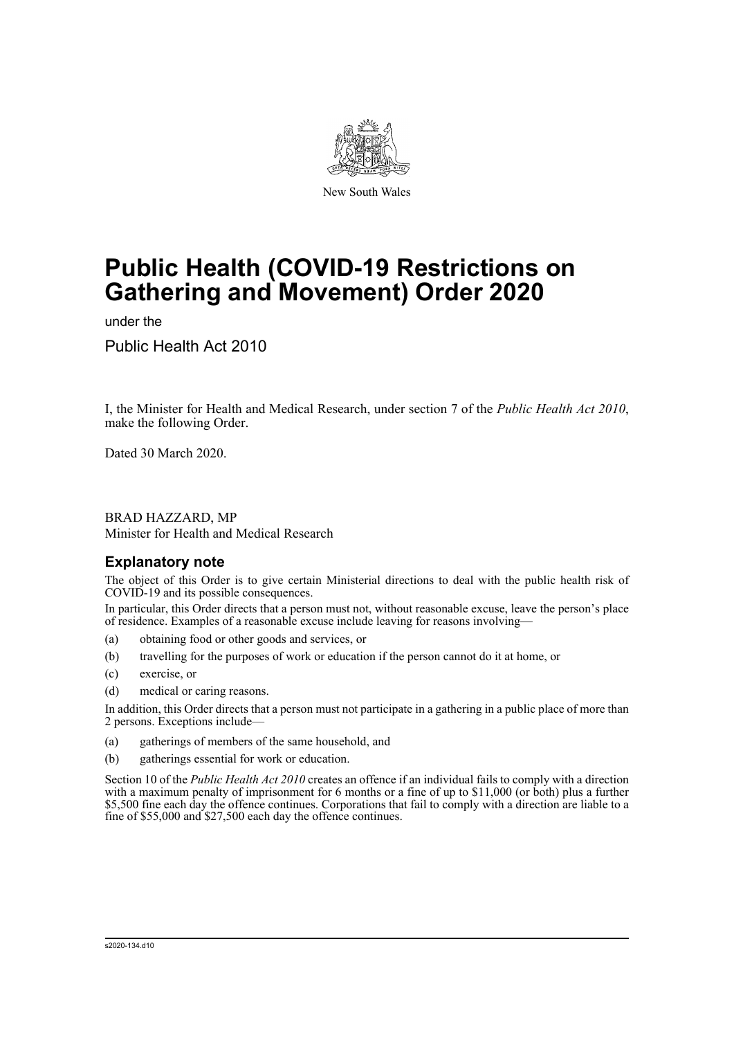New South Wales

# Public Health (COVID-19 Restrictions on Gathering and Movement) Order 2020

under the

Public Health Act 2010

I, the Minister for Health and Medical Research, under section 7 of the *Public Health Act 2010*, make the following Order.

Dated 30 March 2020.

BRAD HAZZARD, MP
Minister for Health and Medical Research

## Explanatory note

The object of this Order is to give certain Ministerial directions to deal with the public health risk of COVID-19 and its possible consequences.

In particular, this Order directs that a person must not, without reasonable excuse, leave the person's place of residence. Examples of a reasonable excuse include leaving for reasons involving—

(a) obtaining food or other goods and services, or

(b) travelling for the purposes of work or education if the person cannot do it at home, or

(c) exercise, or

(d) medical or caring reasons.

In addition, this Order directs that a person must not participate in a gathering in a public place of more than 2 persons. Exceptions include—

(a) gatherings of members of the same household, and

(b) gatherings essential for work or education.

Section 10 of the *Public Health Act 2010* creates an offence if an individual fails to comply with a direction with a maximum penalty of imprisonment for 6 months or a fine of up to $11,000 (or both) plus a further $5,500 fine each day the offence continues. Corporations that fail to comply with a direction are liable to a fine of $55,000 and $27,500 each day the offence continues.

s2020-134.d10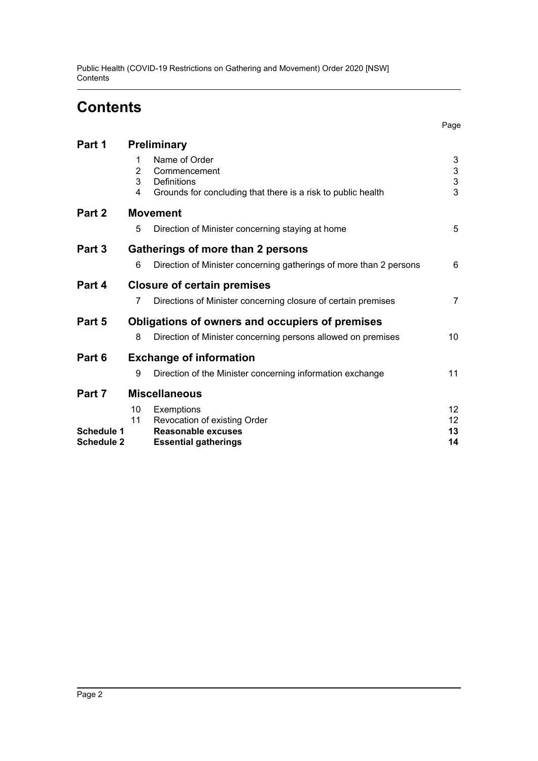# Contents

| | | | Page |
|---|---|---|---|
| **Part 1** | **Preliminary** | | |
| | 1 | Name of Order | 3 |
| | 2 | Commencement | 3 |
| | 3 | Definitions | 3 |
| | 4 | Grounds for concluding that there is a risk to public health | 3 |
| **Part 2** | **Movement** | | |
| | 5 | Direction of Minister concerning staying at home | 5 |
| **Part 3** | **Gatherings of more than 2 persons** | | |
| | 6 | Direction of Minister concerning gatherings of more than 2 persons | 6 |
| **Part 4** | **Closure of certain premises** | | |
| | 7 | Directions of Minister concerning closure of certain premises | 7 |
| **Part 5** | **Obligations of owners and occupiers of premises** | | |
| | 8 | Direction of Minister concerning persons allowed on premises | 10 |
| **Part 6** | **Exchange of information** | | |
| | 9 | Direction of the Minister concerning information exchange | 11 |
| **Part 7** | **Miscellaneous** | | |
| | 10 | Exemptions | 12 |
| | 11 | Revocation of existing Order | 12 |
| **Schedule 1** | | **Reasonable excuses** | **13** |
| **Schedule 2** | | **Essential gatherings** | **14** |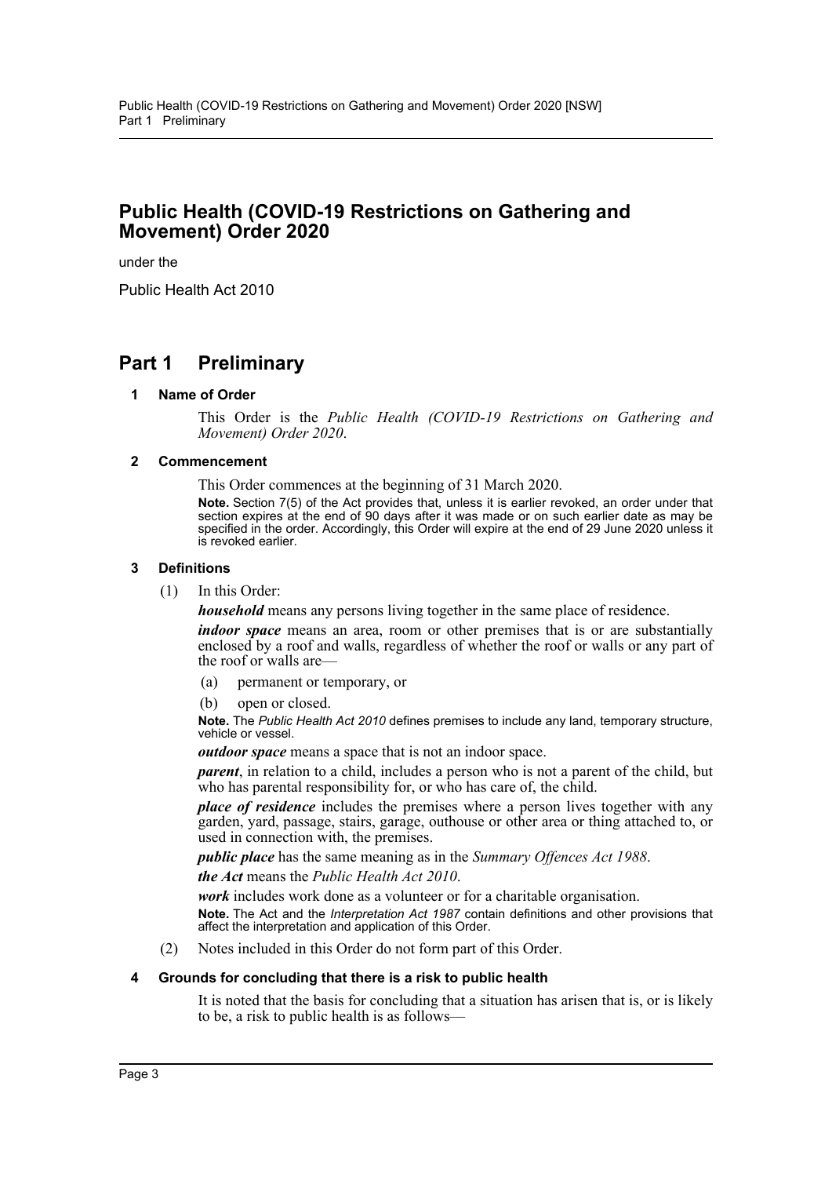# Public Health (COVID-19 Restrictions on Gathering and Movement) Order 2020

under the

Public Health Act 2010

## Part 1 Preliminary

### 1 Name of Order

This Order is the *Public Health (COVID-19 Restrictions on Gathering and Movement) Order 2020*.

### 2 Commencement

This Order commences at the beginning of 31 March 2020.

**Note.** Section 7(5) of the Act provides that, unless it is earlier revoked, an order under that section expires at the end of 90 days after it was made or on such earlier date as may be specified in the order. Accordingly, this Order will expire at the end of 29 June 2020 unless it is revoked earlier.

### 3 Definitions

(1) In this Order:

***household*** means any persons living together in the same place of residence.

***indoor space*** means an area, room or other premises that is or are substantially enclosed by a roof and walls, regardless of whether the roof or walls or any part of the roof or walls are—

- (a) permanent or temporary, or
- (b) open or closed.

**Note.** The *Public Health Act 2010* defines premises to include any land, temporary structure, vehicle or vessel.

***outdoor space*** means a space that is not an indoor space.

***parent***, in relation to a child, includes a person who is not a parent of the child, but who has parental responsibility for, or who has care of, the child.

***place of residence*** includes the premises where a person lives together with any garden, yard, passage, stairs, garage, outhouse or other area or thing attached to, or used in connection with, the premises.

***public place*** has the same meaning as in the *Summary Offences Act 1988*.

***the Act*** means the *Public Health Act 2010*.

***work*** includes work done as a volunteer or for a charitable organisation.

**Note.** The Act and the *Interpretation Act 1987* contain definitions and other provisions that affect the interpretation and application of this Order.

(2) Notes included in this Order do not form part of this Order.

### 4 Grounds for concluding that there is a risk to public health

It is noted that the basis for concluding that a situation has arisen that is, or is likely to be, a risk to public health is as follows—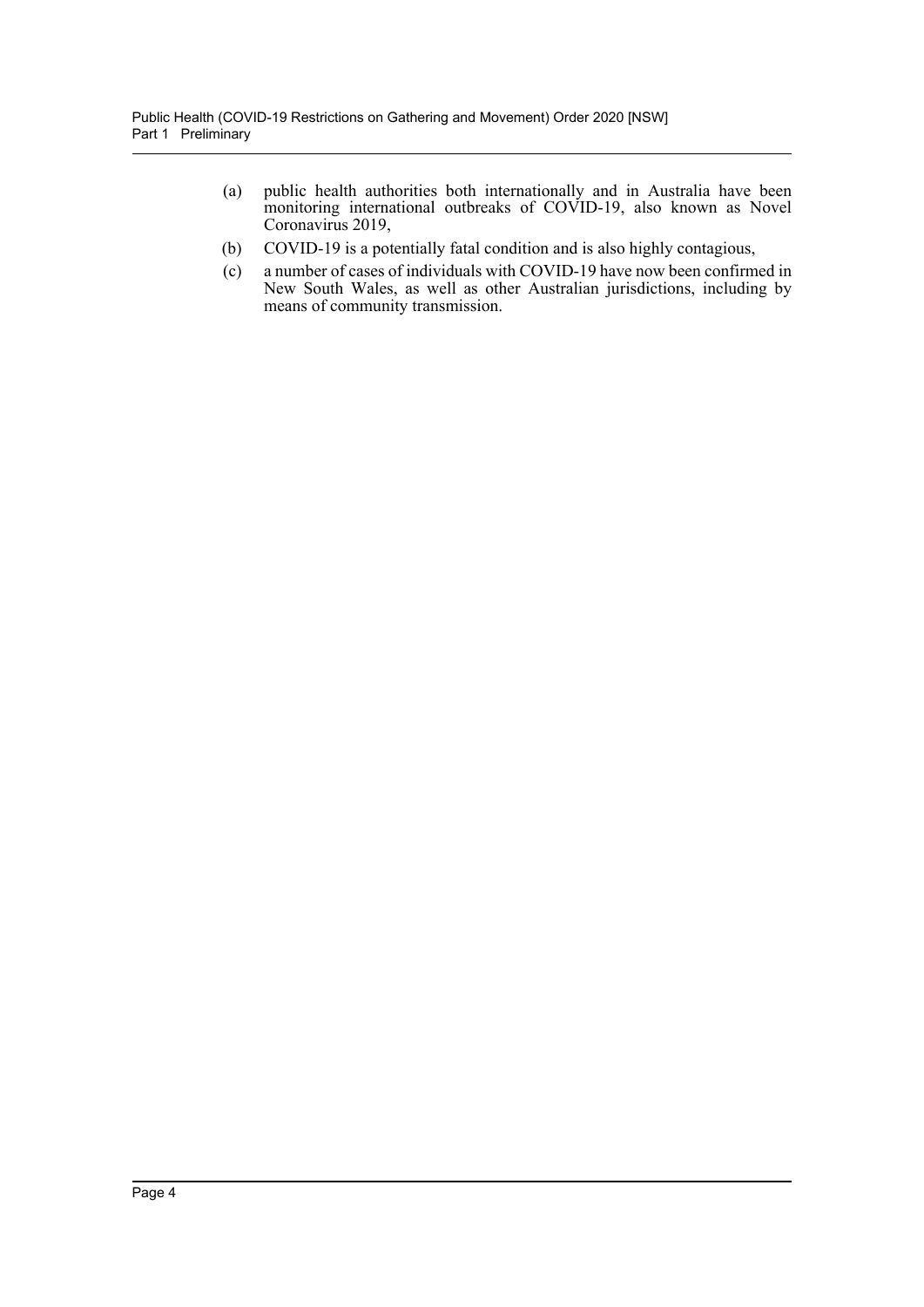(a) public health authorities both internationally and in Australia have been monitoring international outbreaks of COVID-19, also known as Novel Coronavirus 2019,

(b) COVID-19 is a potentially fatal condition and is also highly contagious,

(c) a number of cases of individuals with COVID-19 have now been confirmed in New South Wales, as well as other Australian jurisdictions, including by means of community transmission.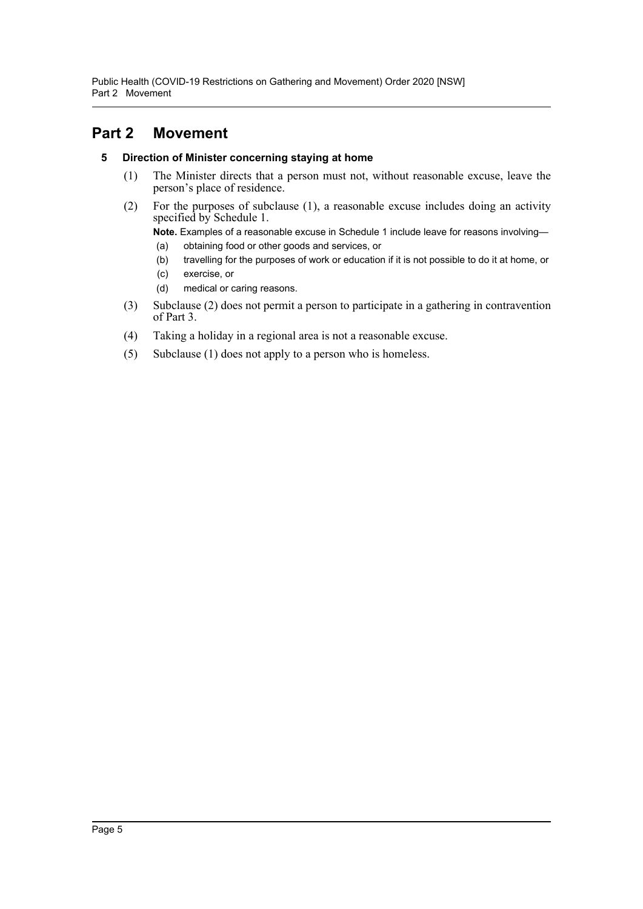## Part 2 Movement

### 5 Direction of Minister concerning staying at home

(1) The Minister directs that a person must not, without reasonable excuse, leave the person's place of residence.

(2) For the purposes of subclause (1), a reasonable excuse includes doing an activity specified by Schedule 1.

**Note.** Examples of a reasonable excuse in Schedule 1 include leave for reasons involving—

(a) obtaining food or other goods and services, or

(b) travelling for the purposes of work or education if it is not possible to do it at home, or

(c) exercise, or

(d) medical or caring reasons.

(3) Subclause (2) does not permit a person to participate in a gathering in contravention of Part 3.

(4) Taking a holiday in a regional area is not a reasonable excuse.

(5) Subclause (1) does not apply to a person who is homeless.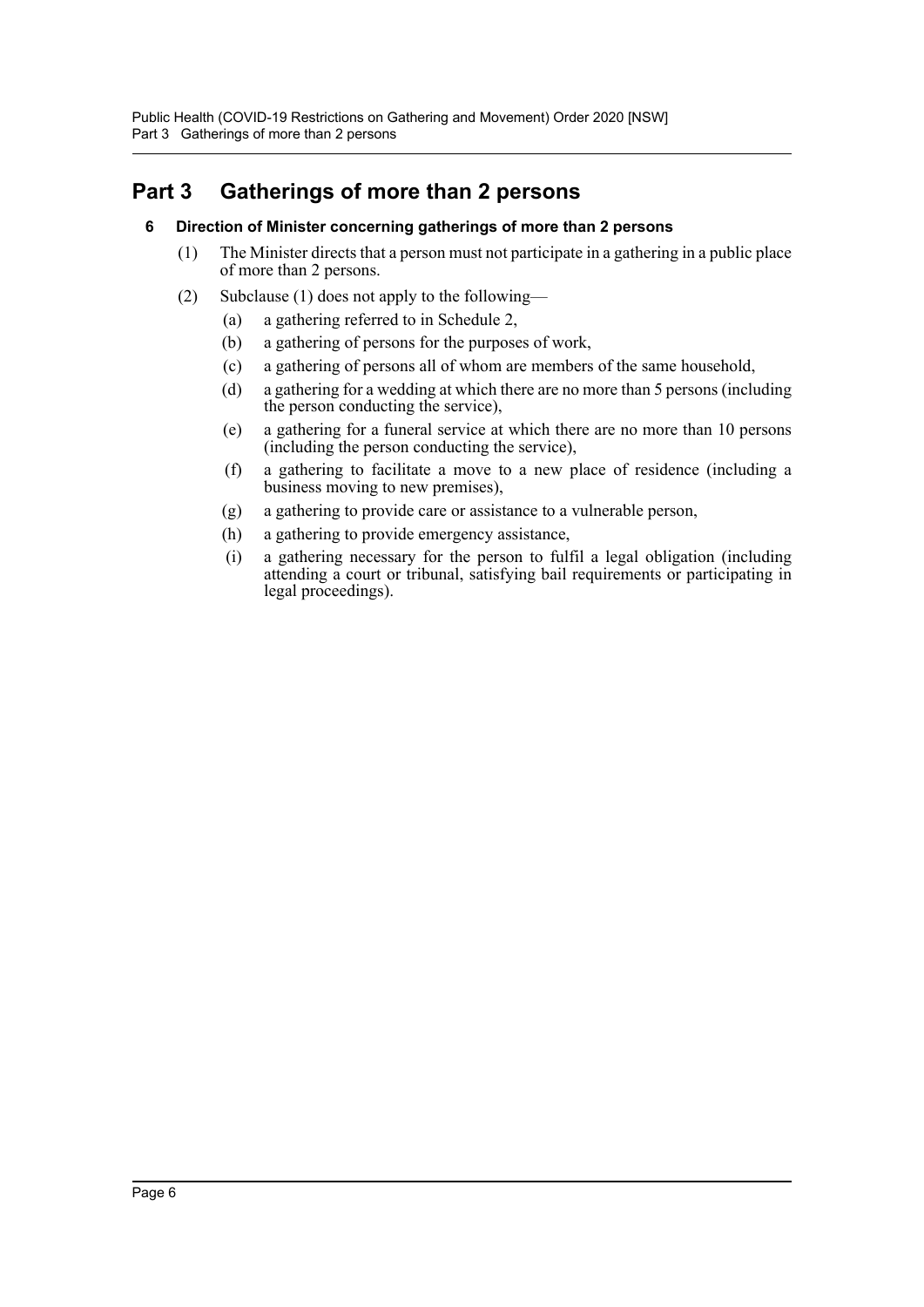# Part 3 Gatherings of more than 2 persons

### 6 Direction of Minister concerning gatherings of more than 2 persons

(1) The Minister directs that a person must not participate in a gathering in a public place of more than 2 persons.

(2) Subclause (1) does not apply to the following—

(a) a gathering referred to in Schedule 2,

(b) a gathering of persons for the purposes of work,

(c) a gathering of persons all of whom are members of the same household,

(d) a gathering for a wedding at which there are no more than 5 persons (including the person conducting the service),

(e) a gathering for a funeral service at which there are no more than 10 persons (including the person conducting the service),

(f) a gathering to facilitate a move to a new place of residence (including a business moving to new premises),

(g) a gathering to provide care or assistance to a vulnerable person,

(h) a gathering to provide emergency assistance,

(i) a gathering necessary for the person to fulfil a legal obligation (including attending a court or tribunal, satisfying bail requirements or participating in legal proceedings).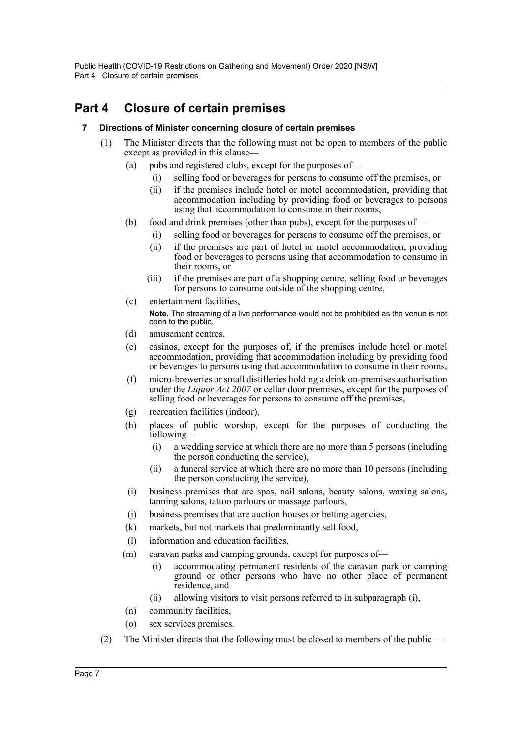## Part 4 Closure of certain premises

### 7 Directions of Minister concerning closure of certain premises

(1) The Minister directs that the following must not be open to members of the public except as provided in this clause—

(a) pubs and registered clubs, except for the purposes of—

(i) selling food or beverages for persons to consume off the premises, or

(ii) if the premises include hotel or motel accommodation, providing that accommodation including by providing food or beverages to persons using that accommodation to consume in their rooms,

(b) food and drink premises (other than pubs), except for the purposes of—

(i) selling food or beverages for persons to consume off the premises, or

(ii) if the premises are part of hotel or motel accommodation, providing food or beverages to persons using that accommodation to consume in their rooms, or

(iii) if the premises are part of a shopping centre, selling food or beverages for persons to consume outside of the shopping centre,

(c) entertainment facilities,

**Note.** The streaming of a live performance would not be prohibited as the venue is not open to the public.

(d) amusement centres,

(e) casinos, except for the purposes of, if the premises include hotel or motel accommodation, providing that accommodation including by providing food or beverages to persons using that accommodation to consume in their rooms,

(f) micro-breweries or small distilleries holding a drink on-premises authorisation under the *Liquor Act 2007* or cellar door premises, except for the purposes of selling food or beverages for persons to consume off the premises,

(g) recreation facilities (indoor),

(h) places of public worship, except for the purposes of conducting the following—

(i) a wedding service at which there are no more than 5 persons (including the person conducting the service),

(ii) a funeral service at which there are no more than 10 persons (including the person conducting the service),

(i) business premises that are spas, nail salons, beauty salons, waxing salons, tanning salons, tattoo parlours or massage parlours,

(j) business premises that are auction houses or betting agencies,

(k) markets, but not markets that predominantly sell food,

(l) information and education facilities,

(m) caravan parks and camping grounds, except for purposes of—

(i) accommodating permanent residents of the caravan park or camping ground or other persons who have no other place of permanent residence, and

(ii) allowing visitors to visit persons referred to in subparagraph (i),

(n) community facilities,

(o) sex services premises.

(2) The Minister directs that the following must be closed to members of the public—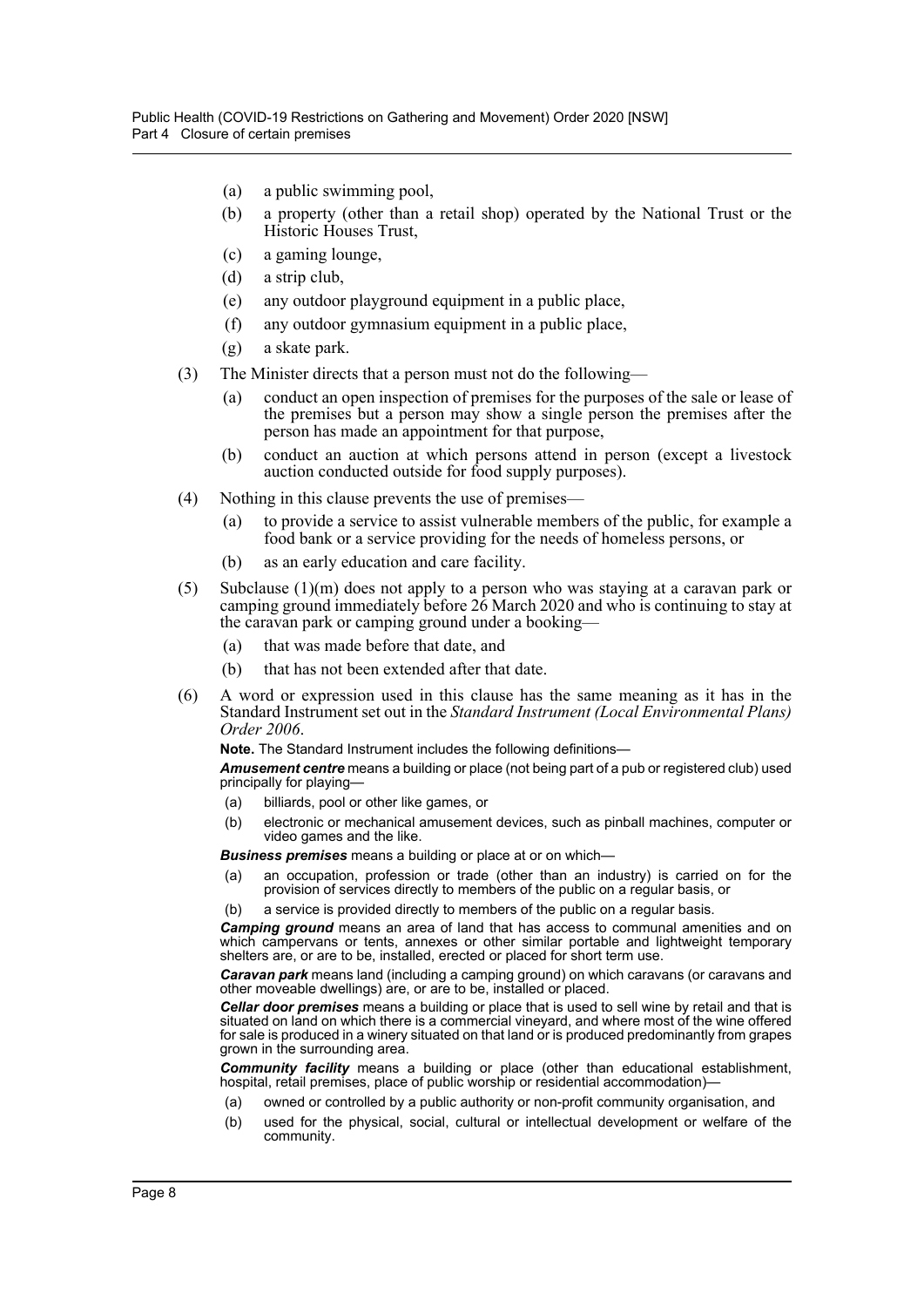(a) a public swimming pool,

(b) a property (other than a retail shop) operated by the National Trust or the Historic Houses Trust,

(c) a gaming lounge,

(d) a strip club,

(e) any outdoor playground equipment in a public place,

(f) any outdoor gymnasium equipment in a public place,

(g) a skate park.

(3) The Minister directs that a person must not do the following—

(a) conduct an open inspection of premises for the purposes of the sale or lease of the premises but a person may show a single person the premises after the person has made an appointment for that purpose,

(b) conduct an auction at which persons attend in person (except a livestock auction conducted outside for food supply purposes).

(4) Nothing in this clause prevents the use of premises—

(a) to provide a service to assist vulnerable members of the public, for example a food bank or a service providing for the needs of homeless persons, or

(b) as an early education and care facility.

(5) Subclause (1)(m) does not apply to a person who was staying at a caravan park or camping ground immediately before 26 March 2020 and who is continuing to stay at the caravan park or camping ground under a booking—

(a) that was made before that date, and

(b) that has not been extended after that date.

(6) A word or expression used in this clause has the same meaning as it has in the Standard Instrument set out in the *Standard Instrument (Local Environmental Plans) Order 2006*.

**Note.** The Standard Instrument includes the following definitions—

***Amusement centre*** means a building or place (not being part of a pub or registered club) used principally for playing—

(a) billiards, pool or other like games, or

(b) electronic or mechanical amusement devices, such as pinball machines, computer or video games and the like.

***Business premises*** means a building or place at or on which—

(a) an occupation, profession or trade (other than an industry) is carried on for the provision of services directly to members of the public on a regular basis, or

(b) a service is provided directly to members of the public on a regular basis.

***Camping ground*** means an area of land that has access to communal amenities and on which campervans or tents, annexes or other similar portable and lightweight temporary shelters are, or are to be, installed, erected or placed for short term use.

***Caravan park*** means land (including a camping ground) on which caravans (or caravans and other moveable dwellings) are, or are to be, installed or placed.

***Cellar door premises*** means a building or place that is used to sell wine by retail and that is situated on land on which there is a commercial vineyard, and where most of the wine offered for sale is produced in a winery situated on that land or is produced predominantly from grapes grown in the surrounding area.

***Community facility*** means a building or place (other than educational establishment, hospital, retail premises, place of public worship or residential accommodation)—

(a) owned or controlled by a public authority or non-profit community organisation, and

(b) used for the physical, social, cultural or intellectual development or welfare of the community.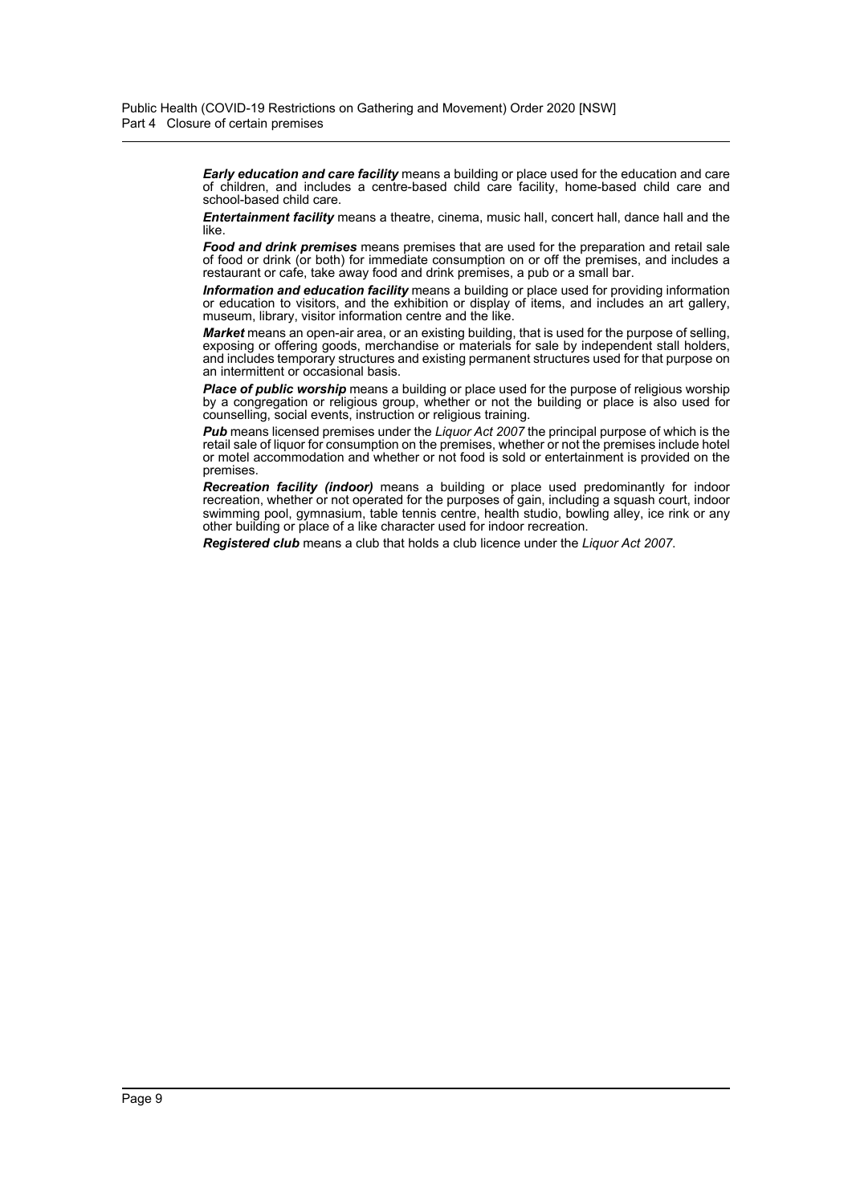***Early education and care facility*** means a building or place used for the education and care of children, and includes a centre-based child care facility, home-based child care and school-based child care.

***Entertainment facility*** means a theatre, cinema, music hall, concert hall, dance hall and the like.

***Food and drink premises*** means premises that are used for the preparation and retail sale of food or drink (or both) for immediate consumption on or off the premises, and includes a restaurant or cafe, take away food and drink premises, a pub or a small bar.

***Information and education facility*** means a building or place used for providing information or education to visitors, and the exhibition or display of items, and includes an art gallery, museum, library, visitor information centre and the like.

***Market*** means an open-air area, or an existing building, that is used for the purpose of selling, exposing or offering goods, merchandise or materials for sale by independent stall holders, and includes temporary structures and existing permanent structures used for that purpose on an intermittent or occasional basis.

***Place of public worship*** means a building or place used for the purpose of religious worship by a congregation or religious group, whether or not the building or place is also used for counselling, social events, instruction or religious training.

***Pub*** means licensed premises under the *Liquor Act 2007* the principal purpose of which is the retail sale of liquor for consumption on the premises, whether or not the premises include hotel or motel accommodation and whether or not food is sold or entertainment is provided on the premises.

***Recreation facility (indoor)*** means a building or place used predominantly for indoor recreation, whether or not operated for the purposes of gain, including a squash court, indoor swimming pool, gymnasium, table tennis centre, health studio, bowling alley, ice rink or any other building or place of a like character used for indoor recreation.

***Registered club*** means a club that holds a club licence under the *Liquor Act 2007*.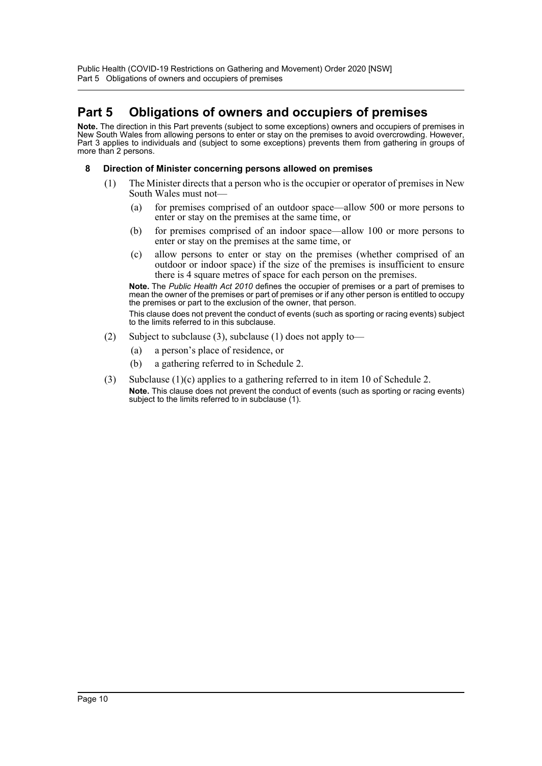# Part 5 Obligations of owners and occupiers of premises

**Note.** The direction in this Part prevents (subject to some exceptions) owners and occupiers of premises in New South Wales from allowing persons to enter or stay on the premises to avoid overcrowding. However, Part 3 applies to individuals and (subject to some exceptions) prevents them from gathering in groups of more than 2 persons.

### 8 Direction of Minister concerning persons allowed on premises

(1) The Minister directs that a person who is the occupier or operator of premises in New South Wales must not—

- (a) for premises comprised of an outdoor space—allow 500 or more persons to enter or stay on the premises at the same time, or
- (b) for premises comprised of an indoor space—allow 100 or more persons to enter or stay on the premises at the same time, or
- (c) allow persons to enter or stay on the premises (whether comprised of an outdoor or indoor space) if the size of the premises is insufficient to ensure there is 4 square metres of space for each person on the premises.

**Note.** The *Public Health Act 2010* defines the occupier of premises or a part of premises to mean the owner of the premises or part of premises or if any other person is entitled to occupy the premises or part to the exclusion of the owner, that person.

This clause does not prevent the conduct of events (such as sporting or racing events) subject to the limits referred to in this subclause.

(2) Subject to subclause (3), subclause (1) does not apply to—

- (a) a person's place of residence, or
- (b) a gathering referred to in Schedule 2.

(3) Subclause (1)(c) applies to a gathering referred to in item 10 of Schedule 2.

**Note.** This clause does not prevent the conduct of events (such as sporting or racing events) subject to the limits referred to in subclause (1).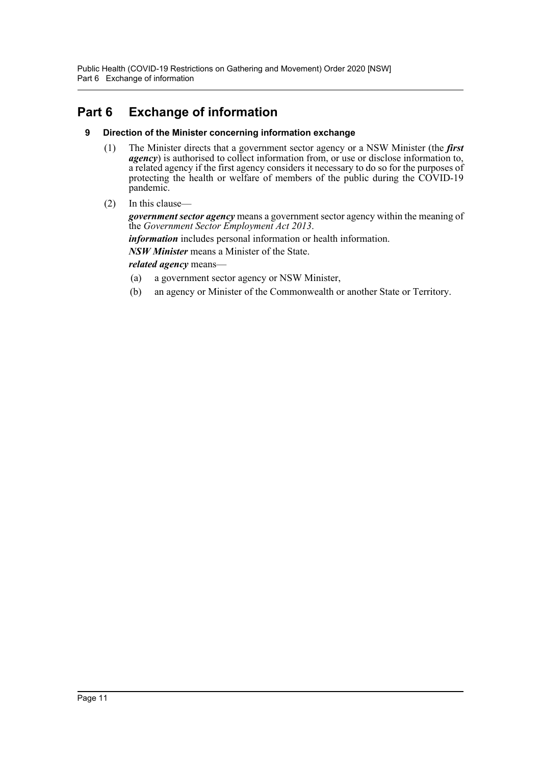## Part 6 Exchange of information

### 9 Direction of the Minister concerning information exchange

(1) The Minister directs that a government sector agency or a NSW Minister (the ***first agency***) is authorised to collect information from, or use or disclose information to, a related agency if the first agency considers it necessary to do so for the purposes of protecting the health or welfare of members of the public during the COVID-19 pandemic.

(2) In this clause—

***government sector agency*** means a government sector agency within the meaning of the *Government Sector Employment Act 2013*.

***information*** includes personal information or health information.

***NSW Minister*** means a Minister of the State.

***related agency*** means—

(a) a government sector agency or NSW Minister,

(b) an agency or Minister of the Commonwealth or another State or Territory.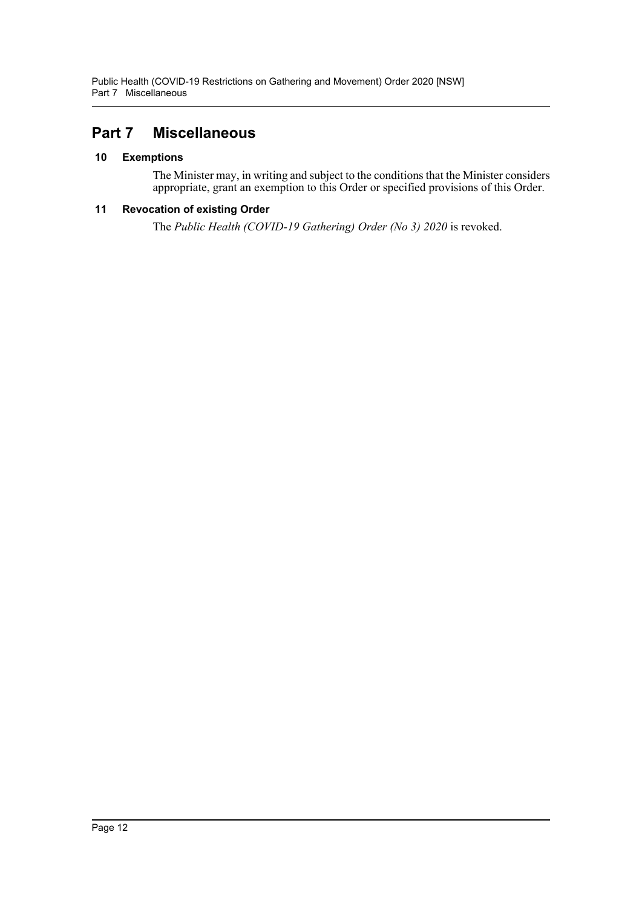# Part 7 Miscellaneous

### 10 Exemptions

The Minister may, in writing and subject to the conditions that the Minister considers appropriate, grant an exemption to this Order or specified provisions of this Order.

### 11 Revocation of existing Order

The *Public Health (COVID-19 Gathering) Order (No 3) 2020* is revoked.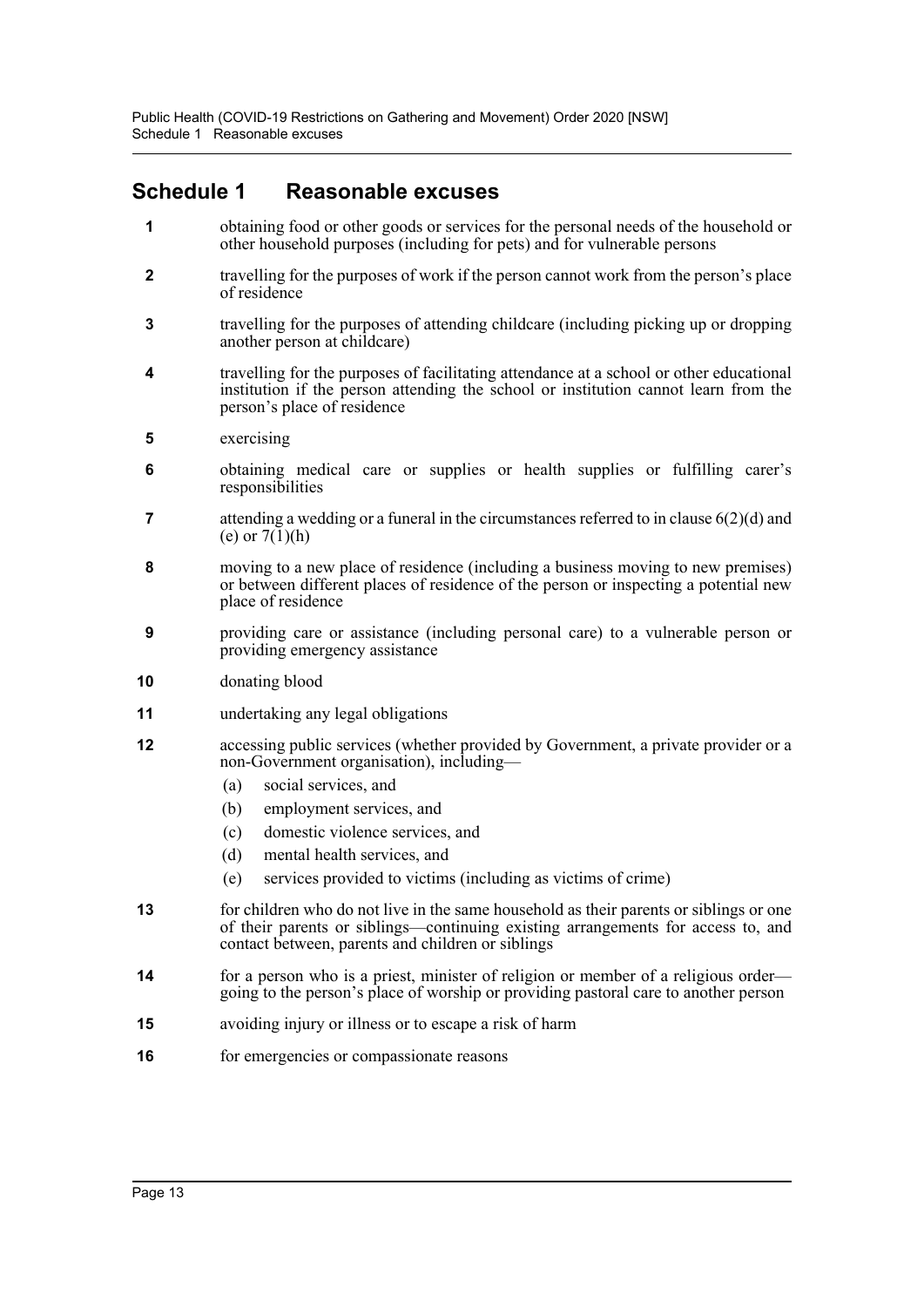## Schedule 1 Reasonable excuses

**1** obtaining food or other goods or services for the personal needs of the household or other household purposes (including for pets) and for vulnerable persons

**2** travelling for the purposes of work if the person cannot work from the person's place of residence

**3** travelling for the purposes of attending childcare (including picking up or dropping another person at childcare)

**4** travelling for the purposes of facilitating attendance at a school or other educational institution if the person attending the school or institution cannot learn from the person's place of residence

**5** exercising

**6** obtaining medical care or supplies or health supplies or fulfilling carer's responsibilities

**7** attending a wedding or a funeral in the circumstances referred to in clause 6(2)(d) and (e) or 7(1)(h)

**8** moving to a new place of residence (including a business moving to new premises) or between different places of residence of the person or inspecting a potential new place of residence

**9** providing care or assistance (including personal care) to a vulnerable person or providing emergency assistance

**10** donating blood

**11** undertaking any legal obligations

**12** accessing public services (whether provided by Government, a private provider or a non-Government organisation), including—

- (a) social services, and
- (b) employment services, and
- (c) domestic violence services, and
- (d) mental health services, and
- (e) services provided to victims (including as victims of crime)

**13** for children who do not live in the same household as their parents or siblings or one of their parents or siblings—continuing existing arrangements for access to, and contact between, parents and children or siblings

**14** for a person who is a priest, minister of religion or member of a religious order—going to the person's place of worship or providing pastoral care to another person

**15** avoiding injury or illness or to escape a risk of harm

**16** for emergencies or compassionate reasons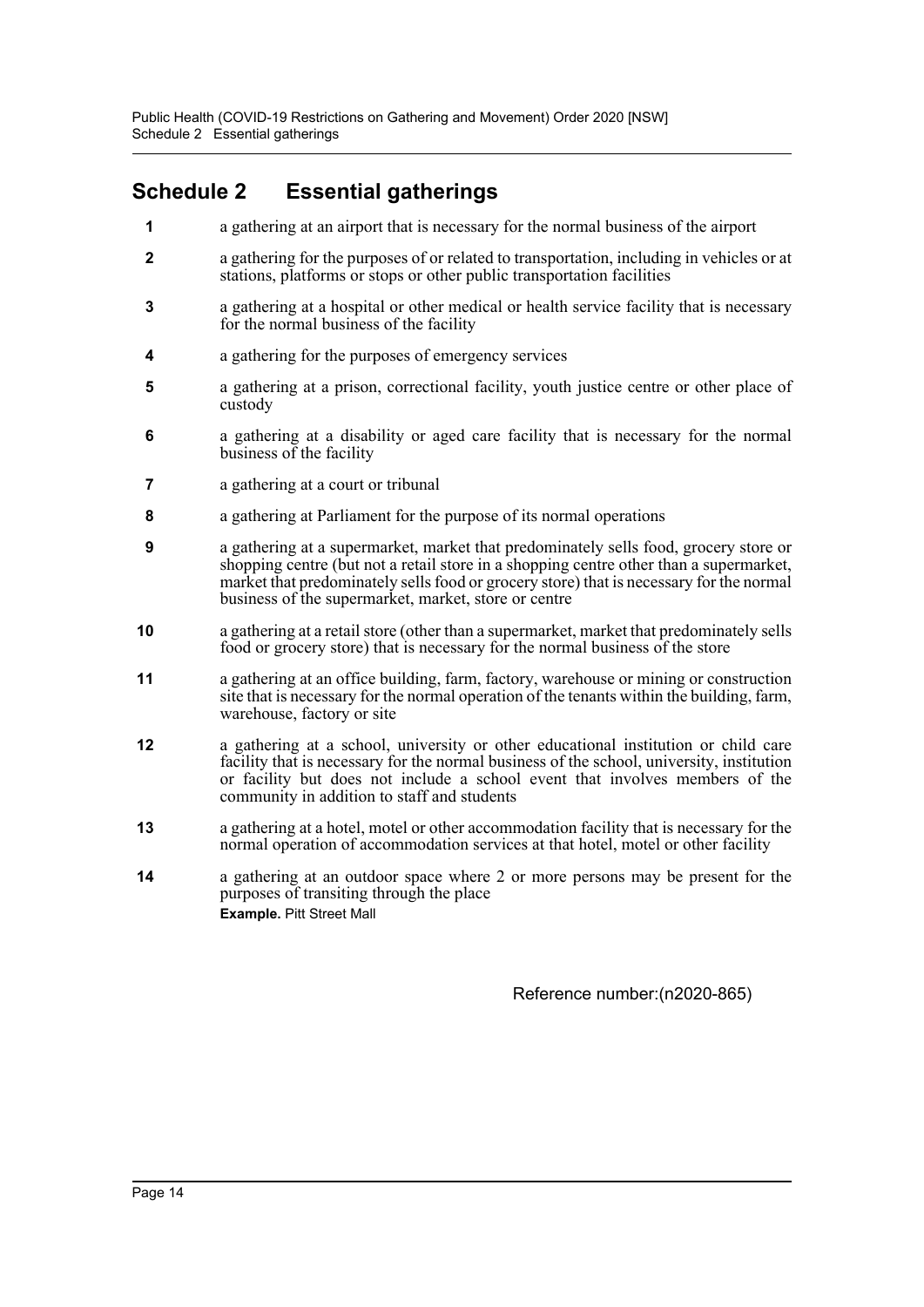## Schedule 2 Essential gatherings

**1** a gathering at an airport that is necessary for the normal business of the airport

**2** a gathering for the purposes of or related to transportation, including in vehicles or at stations, platforms or stops or other public transportation facilities

**3** a gathering at a hospital or other medical or health service facility that is necessary for the normal business of the facility

**4** a gathering for the purposes of emergency services

**5** a gathering at a prison, correctional facility, youth justice centre or other place of custody

**6** a gathering at a disability or aged care facility that is necessary for the normal business of the facility

**7** a gathering at a court or tribunal

**8** a gathering at Parliament for the purpose of its normal operations

**9** a gathering at a supermarket, market that predominately sells food, grocery store or shopping centre (but not a retail store in a shopping centre other than a supermarket, market that predominately sells food or grocery store) that is necessary for the normal business of the supermarket, market, store or centre

**10** a gathering at a retail store (other than a supermarket, market that predominately sells food or grocery store) that is necessary for the normal business of the store

**11** a gathering at an office building, farm, factory, warehouse or mining or construction site that is necessary for the normal operation of the tenants within the building, farm, warehouse, factory or site

**12** a gathering at a school, university or other educational institution or child care facility that is necessary for the normal business of the school, university, institution or facility but does not include a school event that involves members of the community in addition to staff and students

**13** a gathering at a hotel, motel or other accommodation facility that is necessary for the normal operation of accommodation services at that hotel, motel or other facility

**14** a gathering at an outdoor space where 2 or more persons may be present for the purposes of transiting through the place

**Example.** Pitt Street Mall

Reference number:(n2020-865)